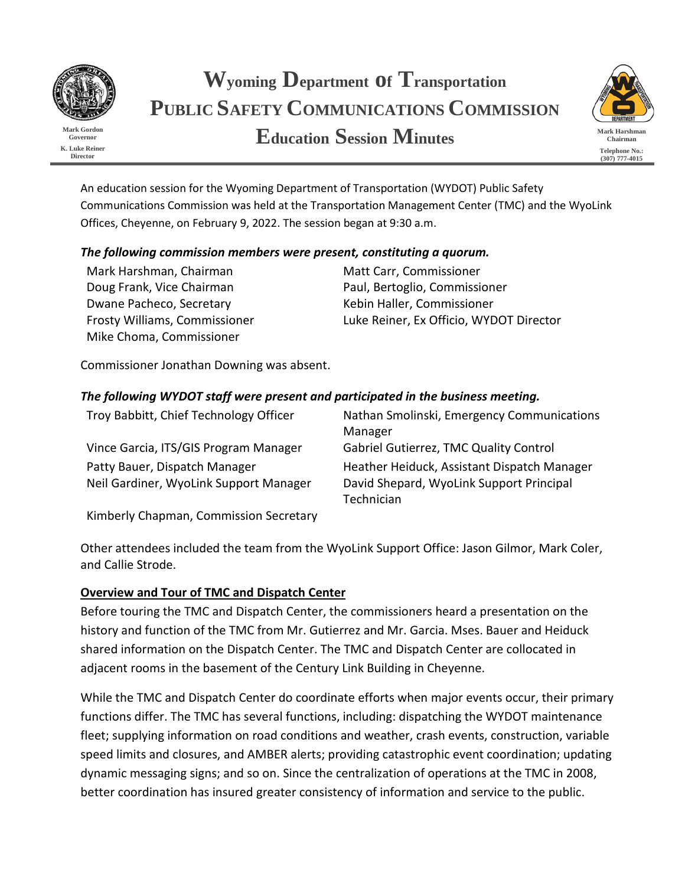# Wyoming Department of Transportation
## Public Safety Communications Commission
## Education Session Minutes

Mark Gordon
Governor
K. Luke Reiner
Director

Mark Harshman
Chairman
Telephone No.:
(307) 777-4015

An education session for the Wyoming Department of Transportation (WYDOT) Public Safety Communications Commission was held at the Transportation Management Center (TMC) and the WyoLink Offices, Cheyenne, on February 9, 2022. The session began at 9:30 a.m.

***The following commission members were present, constituting a quorum.***

Mark Harshman, Chairman
Doug Frank, Vice Chairman
Dwane Pacheco, Secretary
Frosty Williams, Commissioner
Mike Choma, Commissioner
Matt Carr, Commissioner
Paul, Bertoglio, Commissioner
Kebin Haller, Commissioner
Luke Reiner, Ex Officio, WYDOT Director

Commissioner Jonathan Downing was absent.

***The following WYDOT staff were present and participated in the business meeting.***

Troy Babbitt, Chief Technology Officer
Nathan Smolinski, Emergency Communications Manager
Vince Garcia, ITS/GIS Program Manager
Gabriel Gutierrez, TMC Quality Control
Patty Bauer, Dispatch Manager
Heather Heiduck, Assistant Dispatch Manager
Neil Gardiner, WyoLink Support Manager
David Shepard, WyoLink Support Principal Technician
Kimberly Chapman, Commission Secretary

Other attendees included the team from the WyoLink Support Office: Jason Gilmor, Mark Coler, and Callie Strode.

**<u>Overview and Tour of TMC and Dispatch Center</u>**

Before touring the TMC and Dispatch Center, the commissioners heard a presentation on the history and function of the TMC from Mr. Gutierrez and Mr. Garcia. Mses. Bauer and Heiduck shared information on the Dispatch Center. The TMC and Dispatch Center are collocated in adjacent rooms in the basement of the Century Link Building in Cheyenne.

While the TMC and Dispatch Center do coordinate efforts when major events occur, their primary functions differ. The TMC has several functions, including: dispatching the WYDOT maintenance fleet; supplying information on road conditions and weather, crash events, construction, variable speed limits and closures, and AMBER alerts; providing catastrophic event coordination; updating dynamic messaging signs; and so on. Since the centralization of operations at the TMC in 2008, better coordination has insured greater consistency of information and service to the public.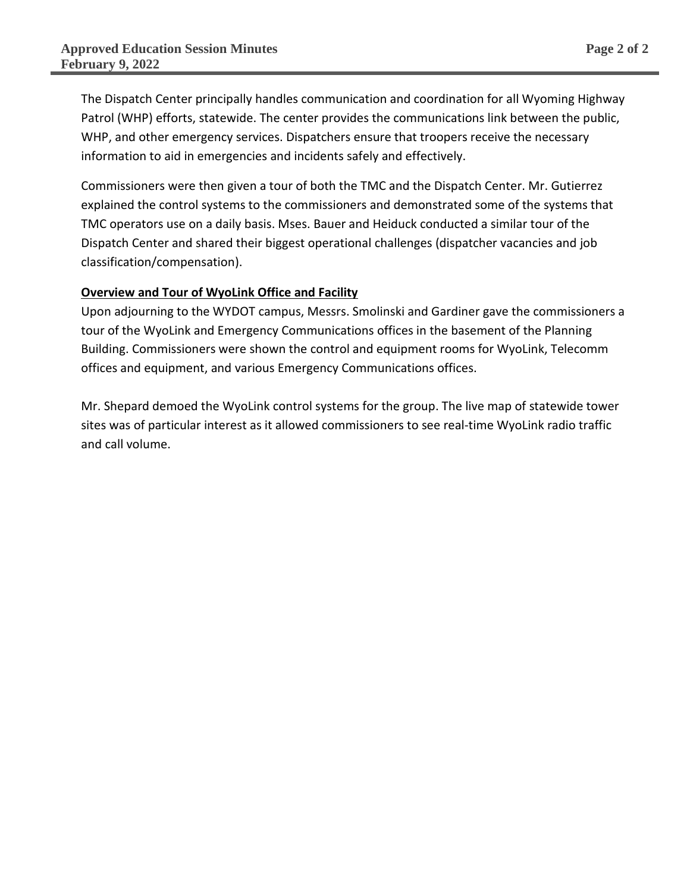The Dispatch Center principally handles communication and coordination for all Wyoming Highway Patrol (WHP) efforts, statewide. The center provides the communications link between the public, WHP, and other emergency services. Dispatchers ensure that troopers receive the necessary information to aid in emergencies and incidents safely and effectively.

Commissioners were then given a tour of both the TMC and the Dispatch Center. Mr. Gutierrez explained the control systems to the commissioners and demonstrated some of the systems that TMC operators use on a daily basis. Mses. Bauer and Heiduck conducted a similar tour of the Dispatch Center and shared their biggest operational challenges (dispatcher vacancies and job classification/compensation).

**Overview and Tour of WyoLink Office and Facility**

Upon adjourning to the WYDOT campus, Messrs. Smolinski and Gardiner gave the commissioners a tour of the WyoLink and Emergency Communications offices in the basement of the Planning Building. Commissioners were shown the control and equipment rooms for WyoLink, Telecomm offices and equipment, and various Emergency Communications offices.

Mr. Shepard demoed the WyoLink control systems for the group. The live map of statewide tower sites was of particular interest as it allowed commissioners to see real-time WyoLink radio traffic and call volume.